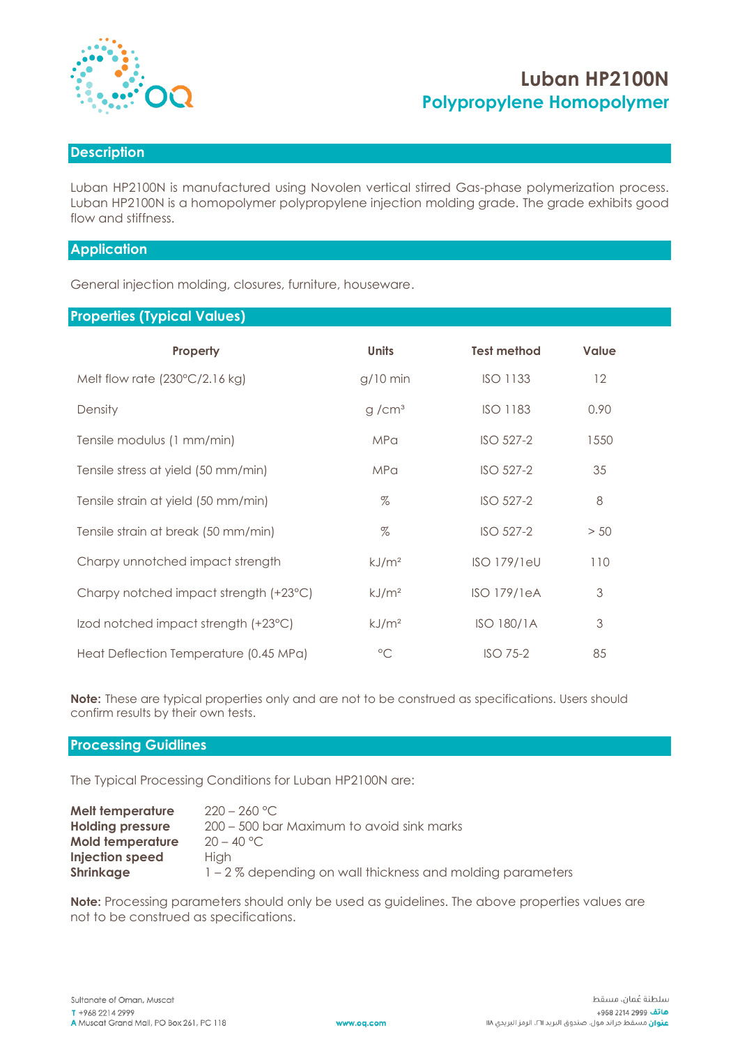# Luban HP2100N

## Polypropylene Homopolymer

## Description

Luban HP2100N is manufactured using Novolen vertical stirred Gas-phase polymerization process. Luban HP2100N is a homopolymer polypropylene injection molding grade. The grade exhibits good flow and stiffness.

## Application

General injection molding, closures, furniture, houseware.

## Properties (Typical Values)

| Property | Units | Test method | Value |
|---|---|---|---|
| Melt flow rate (230°C/2.16 kg) | g/10 min | ISO 1133 | 12 |
| Density | g /cm³ | ISO 1183 | 0.90 |
| Tensile modulus (1 mm/min) | MPa | ISO 527-2 | 1550 |
| Tensile stress at yield (50 mm/min) | MPa | ISO 527-2 | 35 |
| Tensile strain at yield (50 mm/min) | % | ISO 527-2 | 8 |
| Tensile strain at break (50 mm/min) | % | ISO 527-2 | > 50 |
| Charpy unnotched impact strength | kJ/m² | ISO 179/1eU | 110 |
| Charpy notched impact strength (+23°C) | kJ/m² | ISO 179/1eA | 3 |
| Izod notched impact strength (+23°C) | kJ/m² | ISO 180/1A | 3 |
| Heat Deflection Temperature (0.45 MPa) | °C | ISO 75-2 | 85 |

**Note:** These are typical properties only and are not to be construed as specifications. Users should confirm results by their own tests.

## Processing Guidlines

The Typical Processing Conditions for Luban HP2100N are:

**Melt temperature** 220 – 260 °C
**Holding pressure** 200 – 500 bar Maximum to avoid sink marks
**Mold temperature** 20 – 40 °C
**Injection speed** High
**Shrinkage** 1 – 2 % depending on wall thickness and molding parameters

**Note:** Processing parameters should only be used as guidelines. The above properties values are not to be construed as specifications.

Sultanate of Oman, Muscat
T +968 2214 2999
A Muscat Grand Mall, PO Box 261, PC 118

www.oq.com

سلطنة عُمان، مسقط
هاتف 2999 2214 968+
عنوان مسقط جراند مول، صندوق البريد ٢٦١، الرمز البريدي ١١٨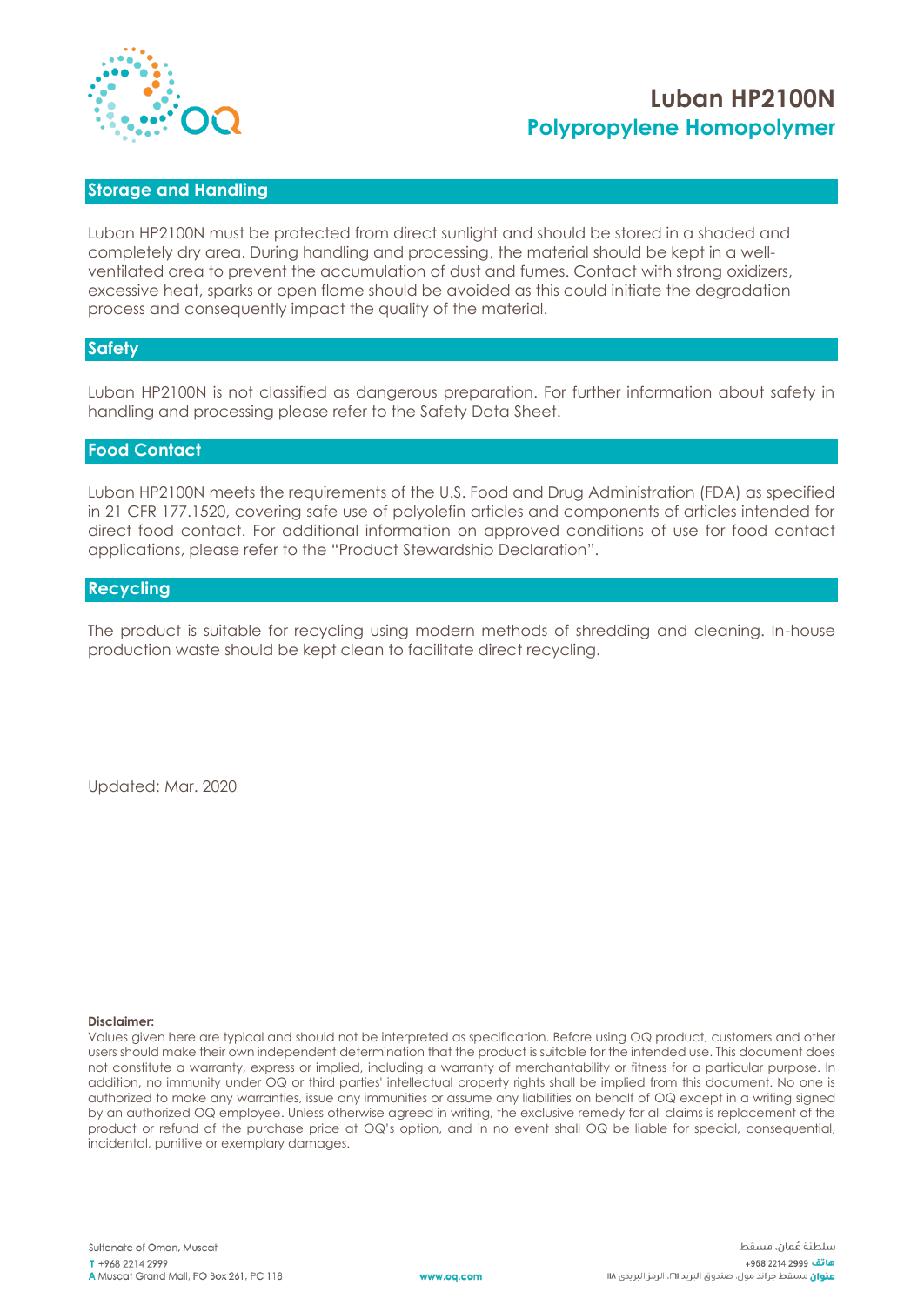# Luban HP2100N
## Polypropylene Homopolymer

## Storage and Handling

Luban HP2100N must be protected from direct sunlight and should be stored in a shaded and completely dry area. During handling and processing, the material should be kept in a well-ventilated area to prevent the accumulation of dust and fumes. Contact with strong oxidizers, excessive heat, sparks or open flame should be avoided as this could initiate the degradation process and consequently impact the quality of the material.

## Safety

Luban HP2100N is not classified as dangerous preparation. For further information about safety in handling and processing please refer to the Safety Data Sheet.

## Food Contact

Luban HP2100N meets the requirements of the U.S. Food and Drug Administration (FDA) as specified in 21 CFR 177.1520, covering safe use of polyolefin articles and components of articles intended for direct food contact. For additional information on approved conditions of use for food contact applications, please refer to the "Product Stewardship Declaration".

## Recycling

The product is suitable for recycling using modern methods of shredding and cleaning. In-house production waste should be kept clean to facilitate direct recycling.

Updated: Mar. 2020

**Disclaimer:**
Values given here are typical and should not be interpreted as specification. Before using OQ product, customers and other users should make their own independent determination that the product is suitable for the intended use. This document does not constitute a warranty, express or implied, including a warranty of merchantability or fitness for a particular purpose. In addition, no immunity under OQ or third parties' intellectual property rights shall be implied from this document. No one is authorized to make any warranties, issue any immunities or assume any liabilities on behalf of OQ except in a writing signed by an authorized OQ employee. Unless otherwise agreed in writing, the exclusive remedy for all claims is replacement of the product or refund of the purchase price at OQ's option, and in no event shall OQ be liable for special, consequential, incidental, punitive or exemplary damages.

Sultanate of Oman, Muscat
**T** +968 2214 2999
**A** Muscat Grand Mall, PO Box 261, PC 118

www.oq.com

سلطنة عُمان، مسقط
**هاتف** 2999 2214 968+
**عنوان** مسقط جراند مول، صندوق البريد ٢٦١، الرمز البريدي ١١٨